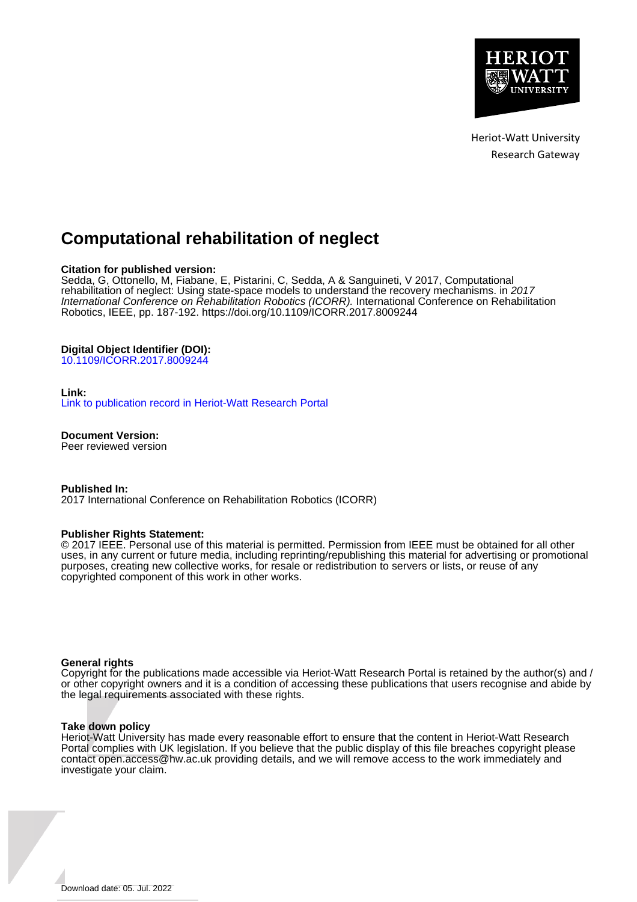Heriot-Watt University
Research Gateway

# Computational rehabilitation of neglect

**Citation for published version:**
Sedda, G, Ottonello, M, Fiabane, E, Pistarini, C, Sedda, A & Sanguineti, V 2017, Computational rehabilitation of neglect: Using state-space models to understand the recovery mechanisms. in *2017 International Conference on Rehabilitation Robotics (ICORR).* International Conference on Rehabilitation Robotics, IEEE, pp. 187-192. https://doi.org/10.1109/ICORR.2017.8009244

**Digital Object Identifier (DOI):**
10.1109/ICORR.2017.8009244

**Link:**
Link to publication record in Heriot-Watt Research Portal

**Document Version:**
Peer reviewed version

**Published In:**
2017 International Conference on Rehabilitation Robotics (ICORR)

**Publisher Rights Statement:**
© 2017 IEEE. Personal use of this material is permitted. Permission from IEEE must be obtained for all other uses, in any current or future media, including reprinting/republishing this material for advertising or promotional purposes, creating new collective works, for resale or redistribution to servers or lists, or reuse of any copyrighted component of this work in other works.

**General rights**
Copyright for the publications made accessible via Heriot-Watt Research Portal is retained by the author(s) and / or other copyright owners and it is a condition of accessing these publications that users recognise and abide by the legal requirements associated with these rights.

**Take down policy**
Heriot-Watt University has made every reasonable effort to ensure that the content in Heriot-Watt Research Portal complies with UK legislation. If you believe that the public display of this file breaches copyright please contact open.access@hw.ac.uk providing details, and we will remove access to the work immediately and investigate your claim.

Download date: 05. Jul. 2022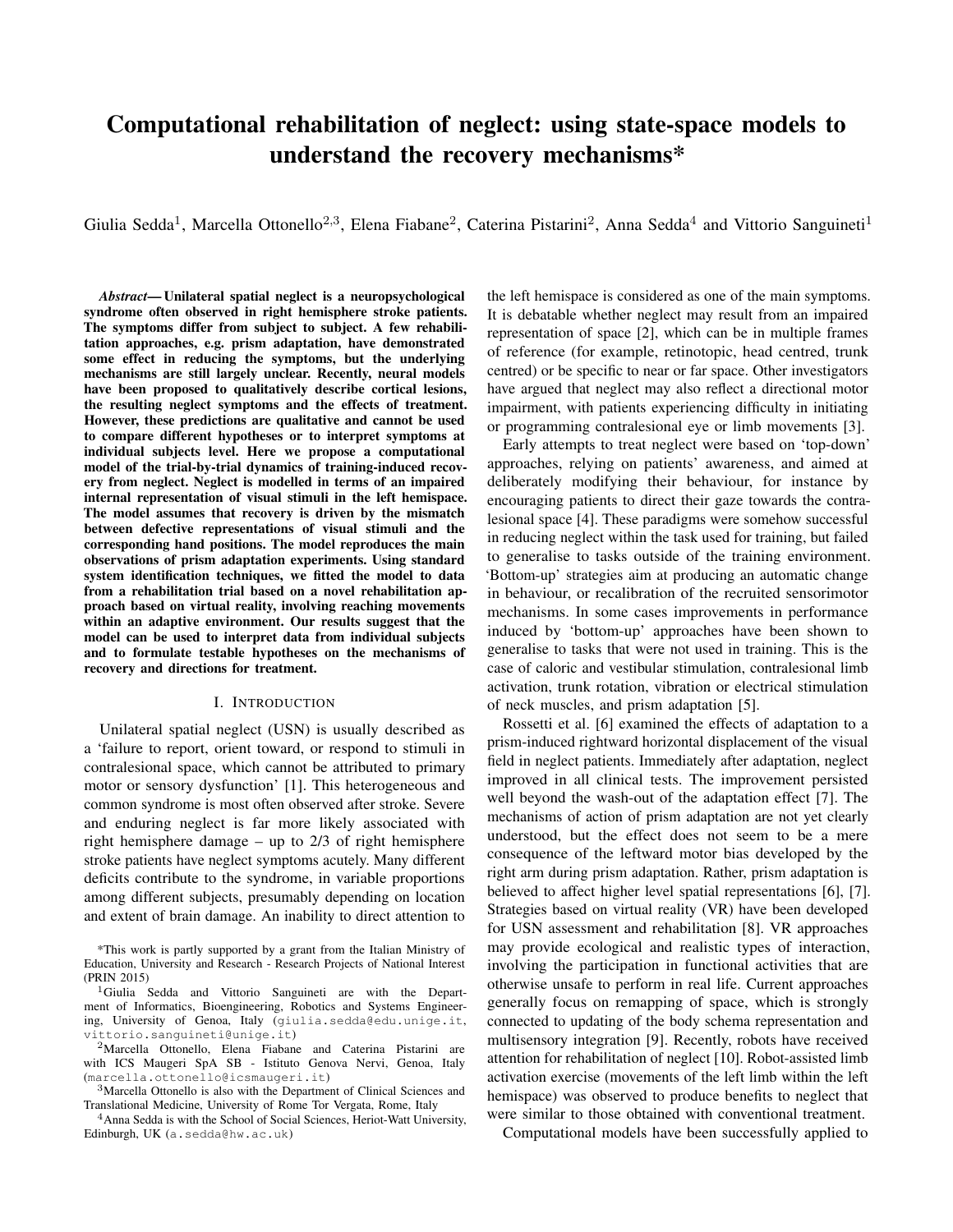# Computational rehabilitation of neglect: using state-space models to understand the recovery mechanisms*

Giulia Sedda[1], Marcella Ottonello[2,3], Elena Fiabane[2], Caterina Pistarini[2], Anna Sedda[4] and Vittorio Sanguineti[1]

***Abstract*— Unilateral spatial neglect is a neuropsychological syndrome often observed in right hemisphere stroke patients. The symptoms differ from subject to subject. A few rehabilitation approaches, e.g. prism adaptation, have demonstrated some effect in reducing the symptoms, but the underlying mechanisms are still largely unclear. Recently, neural models have been proposed to qualitatively describe cortical lesions, the resulting neglect symptoms and the effects of treatment. However, these predictions are qualitative and cannot be used to compare different hypotheses or to interpret symptoms at individual subjects level. Here we propose a computational model of the trial-by-trial dynamics of training-induced recovery from neglect. Neglect is modelled in terms of an impaired internal representation of visual stimuli in the left hemispace. The model assumes that recovery is driven by the mismatch between defective representations of visual stimuli and the corresponding hand positions. The model reproduces the main observations of prism adaptation experiments. Using standard system identification techniques, we fitted the model to data from a rehabilitation trial based on a novel rehabilitation approach based on virtual reality, involving reaching movements within an adaptive environment. Our results suggest that the model can be used to interpret data from individual subjects and to formulate testable hypotheses on the mechanisms of recovery and directions for treatment.**

## I. Introduction

Unilateral spatial neglect (USN) is usually described as a 'failure to report, orient toward, or respond to stimuli in contralesional space, which cannot be attributed to primary motor or sensory dysfunction' [1]. This heterogeneous and common syndrome is most often observed after stroke. Severe and enduring neglect is far more likely associated with right hemisphere damage – up to 2/3 of right hemisphere stroke patients have neglect symptoms acutely. Many different deficits contribute to the syndrome, in variable proportions among different subjects, presumably depending on location and extent of brain damage. An inability to direct attention to the left hemispace is considered as one of the main symptoms. It is debatable whether neglect may result from an impaired representation of space [2], which can be in multiple frames of reference (for example, retinotopic, head centred, trunk centred) or be specific to near or far space. Other investigators have argued that neglect may also reflect a directional motor impairment, with patients experiencing difficulty in initiating or programming contralesional eye or limb movements [3].

Early attempts to treat neglect were based on 'top-down' approaches, relying on patients' awareness, and aimed at deliberately modifying their behaviour, for instance by encouraging patients to direct their gaze towards the contralesional space [4]. These paradigms were somehow successful in reducing neglect within the task used for training, but failed to generalise to tasks outside of the training environment. 'Bottom-up' strategies aim at producing an automatic change in behaviour, or recalibration of the recruited sensorimotor mechanisms. In some cases improvements in performance induced by 'bottom-up' approaches have been shown to generalise to tasks that were not used in training. This is the case of caloric and vestibular stimulation, contralesional limb activation, trunk rotation, vibration or electrical stimulation of neck muscles, and prism adaptation [5].

Rossetti et al. [6] examined the effects of adaptation to a prism-induced rightward horizontal displacement of the visual field in neglect patients. Immediately after adaptation, neglect improved in all clinical tests. The improvement persisted well beyond the wash-out of the adaptation effect [7]. The mechanisms of action of prism adaptation are not yet clearly understood, but the effect does not seem to be a mere consequence of the leftward motor bias developed by the right arm during prism adaptation. Rather, prism adaptation is believed to affect higher level spatial representations [6], [7]. Strategies based on virtual reality (VR) have been developed for USN assessment and rehabilitation [8]. VR approaches may provide ecological and realistic types of interaction, involving the participation in functional activities that are otherwise unsafe to perform in real life. Current approaches generally focus on remapping of space, which is strongly connected to updating of the body schema representation and multisensory integration [9]. Recently, robots have received attention for rehabilitation of neglect [10]. Robot-assisted limb activation exercise (movements of the left limb within the left hemispace) was observed to produce benefits to neglect that were similar to those obtained with conventional treatment.

Computational models have been successfully applied to

*This work is partly supported by a grant from the Italian Ministry of Education, University and Research - Research Projects of National Interest (PRIN 2015)

[1]Giulia Sedda and Vittorio Sanguineti are with the Department of Informatics, Bioengineering, Robotics and Systems Engineering, University of Genoa, Italy (giulia.sedda@edu.unige.it, vittorio.sanguineti@unige.it)

[2]Marcella Ottonello, Elena Fiabane and Caterina Pistarini are with ICS Maugeri SpA SB - Istituto Genova Nervi, Genoa, Italy (marcella.ottonello@icsmaugeri.it)

[3]Marcella Ottonello is also with the Department of Clinical Sciences and Translational Medicine, University of Rome Tor Vergata, Rome, Italy

[4]Anna Sedda is with the School of Social Sciences, Heriot-Watt University, Edinburgh, UK (a.sedda@hw.ac.uk)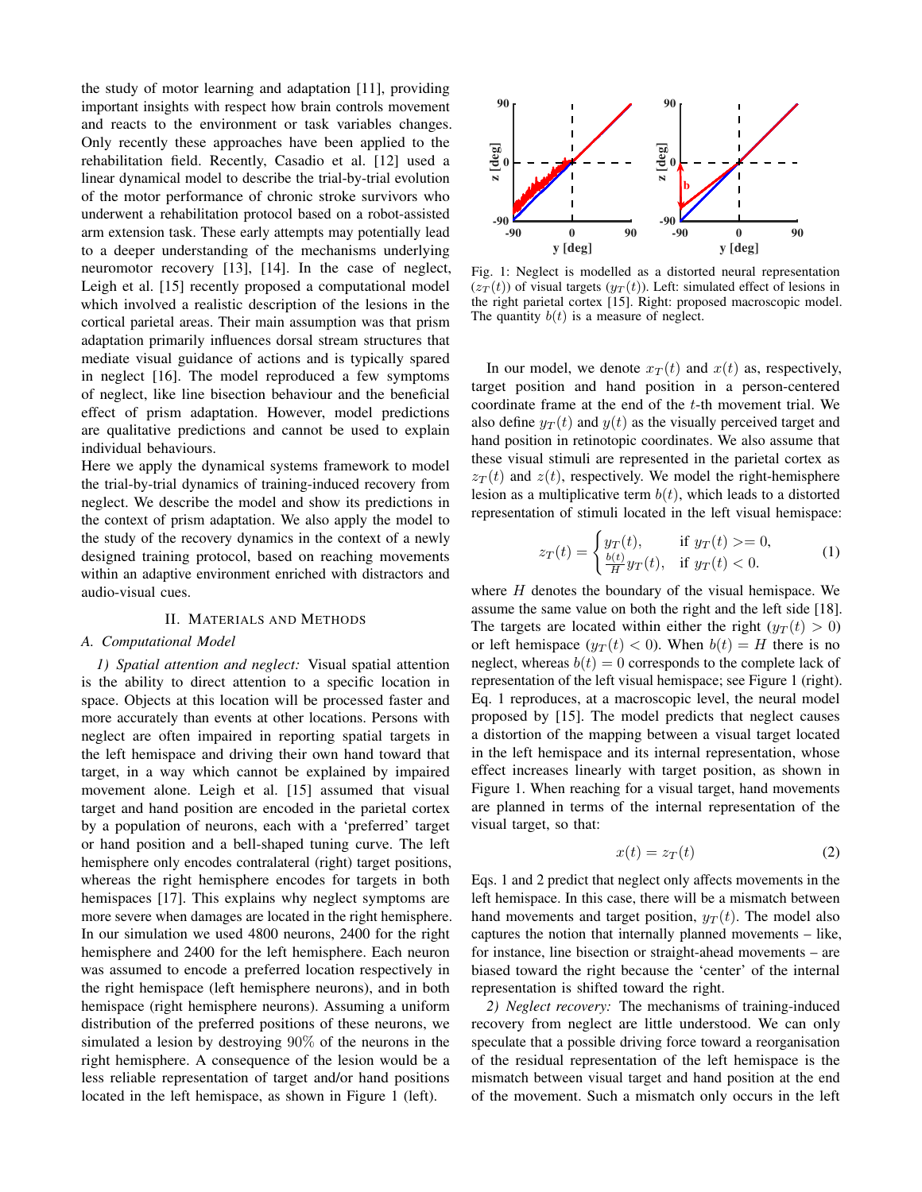the study of motor learning and adaptation [11], providing important insights with respect how brain controls movement and reacts to the environment or task variables changes. Only recently these approaches have been applied to the rehabilitation field. Recently, Casadio et al. [12] used a linear dynamical model to describe the trial-by-trial evolution of the motor performance of chronic stroke survivors who underwent a rehabilitation protocol based on a robot-assisted arm extension task. These early attempts may potentially lead to a deeper understanding of the mechanisms underlying neuromotor recovery [13], [14]. In the case of neglect, Leigh et al. [15] recently proposed a computational model which involved a realistic description of the lesions in the cortical parietal areas. Their main assumption was that prism adaptation primarily influences dorsal stream structures that mediate visual guidance of actions and is typically spared in neglect [16]. The model reproduced a few symptoms of neglect, like line bisection behaviour and the beneficial effect of prism adaptation. However, model predictions are qualitative predictions and cannot be used to explain individual behaviours.

Here we apply the dynamical systems framework to model the trial-by-trial dynamics of training-induced recovery from neglect. We describe the model and show its predictions in the context of prism adaptation. We also apply the model to the study of the recovery dynamics in the context of a newly designed training protocol, based on reaching movements within an adaptive environment enriched with distractors and audio-visual cues.

## II. Materials and Methods

### A. Computational Model

*1) Spatial attention and neglect:* Visual spatial attention is the ability to direct attention to a specific location in space. Objects at this location will be processed faster and more accurately than events at other locations. Persons with neglect are often impaired in reporting spatial targets in the left hemispace and driving their own hand toward that target, in a way which cannot be explained by impaired movement alone. Leigh et al. [15] assumed that visual target and hand position are encoded in the parietal cortex by a population of neurons, each with a 'preferred' target or hand position and a bell-shaped tuning curve. The left hemisphere only encodes contralateral (right) target positions, whereas the right hemisphere encodes for targets in both hemispaces [17]. This explains why neglect symptoms are more severe when damages are located in the right hemisphere. In our simulation we used 4800 neurons, 2400 for the right hemisphere and 2400 for the left hemisphere. Each neuron was assumed to encode a preferred location respectively in the right hemispace (left hemisphere neurons), and in both hemispace (right hemisphere neurons). Assuming a uniform distribution of the preferred positions of these neurons, we simulated a lesion by destroying 90% of the neurons in the right hemisphere. A consequence of the lesion would be a less reliable representation of target and/or hand positions located in the left hemispace, as shown in Figure 1 (left).

Fig. 1: Neglect is modelled as a distorted neural representation ($z_T(t)$) of visual targets ($y_T(t)$). Left: simulated effect of lesions in the right parietal cortex [15]. Right: proposed macroscopic model. The quantity $b(t)$ is a measure of neglect.

In our model, we denote $x_T(t)$ and $x(t)$ as, respectively, target position and hand position in a person-centered coordinate frame at the end of the $t$-th movement trial. We also define $y_T(t)$ and $y(t)$ as the visually perceived target and hand position in retinotopic coordinates. We also assume that these visual stimuli are represented in the parietal cortex as $z_T(t)$ and $z(t)$, respectively. We model the right-hemisphere lesion as a multiplicative term $b(t)$, which leads to a distorted representation of stimuli located in the left visual hemispace:

$$z_T(t) = \begin{cases} y_T(t), & \text{if } y_T(t) >= 0, \\ \frac{b(t)}{H} y_T(t), & \text{if } y_T(t) < 0. \end{cases} \tag{1}$$

where $H$ denotes the boundary of the visual hemispace. We assume the same value on both the right and the left side [18]. The targets are located within either the right ($y_T(t) > 0$) or left hemispace ($y_T(t) < 0$). When $b(t) = H$ there is no neglect, whereas $b(t) = 0$ corresponds to the complete lack of representation of the left visual hemispace; see Figure 1 (right). Eq. 1 reproduces, at a macroscopic level, the neural model proposed by [15]. The model predicts that neglect causes a distortion of the mapping between a visual target located in the left hemispace and its internal representation, whose effect increases linearly with target position, as shown in Figure 1. When reaching for a visual target, hand movements are planned in terms of the internal representation of the visual target, so that:

$$x(t) = z_T(t) \tag{2}$$

Eqs. 1 and 2 predict that neglect only affects movements in the left hemispace. In this case, there will be a mismatch between hand movements and target position, $y_T(t)$. The model also captures the notion that internally planned movements – like, for instance, line bisection or straight-ahead movements – are biased toward the right because the 'center' of the internal representation is shifted toward the right.

*2) Neglect recovery:* The mechanisms of training-induced recovery from neglect are little understood. We can only speculate that a possible driving force toward a reorganisation of the residual representation of the left hemispace is the mismatch between visual target and hand position at the end of the movement. Such a mismatch only occurs in the left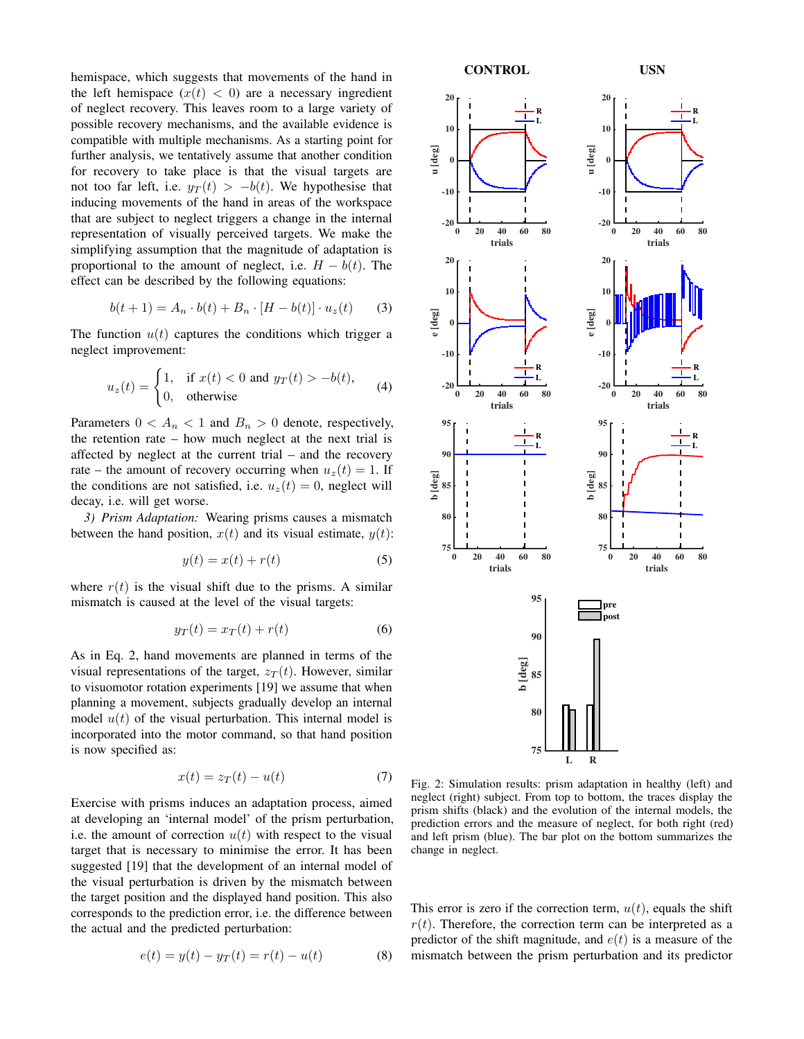hemispace, which suggests that movements of the hand in the left hemispace ($x(t) < 0$) are a necessary ingredient of neglect recovery. This leaves room to a large variety of possible recovery mechanisms, and the available evidence is compatible with multiple mechanisms. As a starting point for further analysis, we tentatively assume that another condition for recovery to take place is that the visual targets are not too far left, i.e. $y_T(t) > -b(t)$. We hypothesise that inducing movements of the hand in areas of the workspace that are subject to neglect triggers a change in the internal representation of visually perceived targets. We make the simplifying assumption that the magnitude of adaptation is proportional to the amount of neglect, i.e. $H - b(t)$. The effect can be described by the following equations:

$$b(t+1) = A_n \cdot b(t) + B_n \cdot [H - b(t)] \cdot u_z(t) \tag{3}$$

The function $u(t)$ captures the conditions which trigger a neglect improvement:

$$u_z(t) = \begin{cases} 1, & \text{if } x(t) < 0 \text{ and } y_T(t) > -b(t), \\ 0, & \text{otherwise} \end{cases} \tag{4}$$

Parameters $0 < A_n < 1$ and $B_n > 0$ denote, respectively, the retention rate – how much neglect at the next trial is affected by neglect at the current trial – and the recovery rate – the amount of recovery occurring when $u_z(t) = 1$. If the conditions are not satisfied, i.e. $u_z(t) = 0$, neglect will decay, i.e. will get worse.

*3) Prism Adaptation:* Wearing prisms causes a mismatch between the hand position, $x(t)$ and its visual estimate, $y(t)$:

$$y(t) = x(t) + r(t) \tag{5}$$

where $r(t)$ is the visual shift due to the prisms. A similar mismatch is caused at the level of the visual targets:

$$y_T(t) = x_T(t) + r(t) \tag{6}$$

As in Eq. 2, hand movements are planned in terms of the visual representations of the target, $z_T(t)$. However, similar to visuomotor rotation experiments [19] we assume that when planning a movement, subjects gradually develop an internal model $u(t)$ of the visual perturbation. This internal model is incorporated into the motor command, so that hand position is now specified as:

$$x(t) = z_T(t) - u(t) \tag{7}$$

Exercise with prisms induces an adaptation process, aimed at developing an 'internal model' of the prism perturbation, i.e. the amount of correction $u(t)$ with respect to the visual target that is necessary to minimise the error. It has been suggested [19] that the development of an internal model of the visual perturbation is driven by the mismatch between the target position and the displayed hand position. This also corresponds to the prediction error, i.e. the difference between the actual and the predicted perturbation:

$$e(t) = y(t) - y_T(t) = r(t) - u(t) \tag{8}$$

Fig. 2: Simulation results: prism adaptation in healthy (left) and neglect (right) subject. From top to bottom, the traces display the prism shifts (black) and the evolution of the internal models, the prediction errors and the measure of neglect, for both right (red) and left prism (blue). The bar plot on the bottom summarizes the change in neglect.

This error is zero if the correction term, $u(t)$, equals the shift $r(t)$. Therefore, the correction term can be interpreted as a predictor of the shift magnitude, and $e(t)$ is a measure of the mismatch between the prism perturbation and its predictor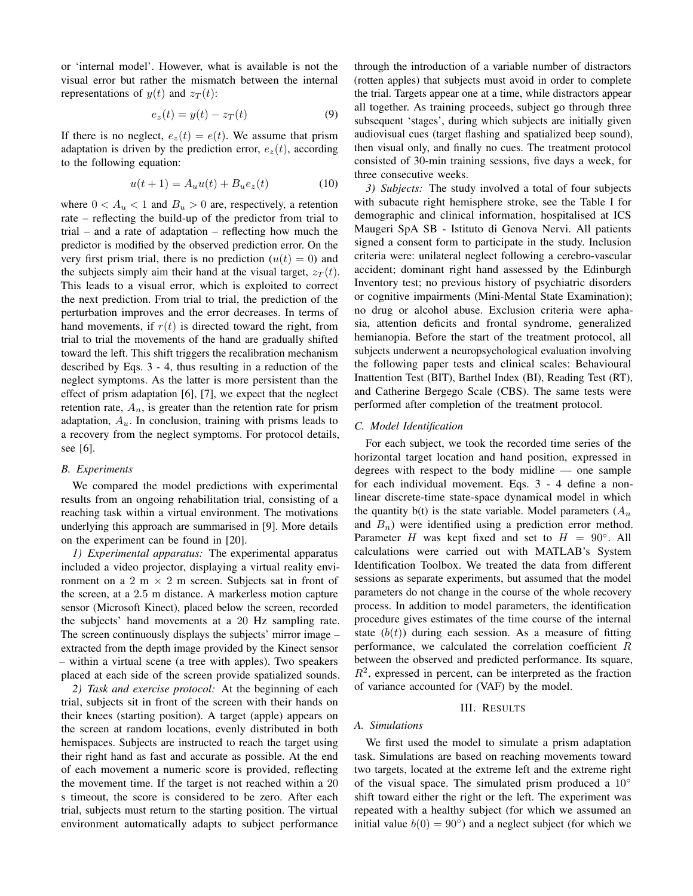or 'internal model'. However, what is available is not the visual error but rather the mismatch between the internal representations of $y(t)$ and $z_T(t)$:

$$e_z(t) = y(t) - z_T(t) \tag{9}$$

If there is no neglect, $e_z(t) = e(t)$. We assume that prism adaptation is driven by the prediction error, $e_z(t)$, according to the following equation:

$$u(t+1) = A_u u(t) + B_u e_z(t) \tag{10}$$

where $0 < A_u < 1$ and $B_u > 0$ are, respectively, a retention rate – reflecting the build-up of the predictor from trial to trial – and a rate of adaptation – reflecting how much the predictor is modified by the observed prediction error. On the very first prism trial, there is no prediction ($u(t) = 0$) and the subjects simply aim their hand at the visual target, $z_T(t)$. This leads to a visual error, which is exploited to correct the next prediction. From trial to trial, the prediction of the perturbation improves and the error decreases. In terms of hand movements, if $r(t)$ is directed toward the right, from trial to trial the movements of the hand are gradually shifted toward the left. This shift triggers the recalibration mechanism described by Eqs. 3 - 4, thus resulting in a reduction of the neglect symptoms. As the latter is more persistent than the effect of prism adaptation [6], [7], we expect that the neglect retention rate, $A_n$, is greater than the retention rate for prism adaptation, $A_u$. In conclusion, training with prisms leads to a recovery from the neglect symptoms. For protocol details, see [6].

### B. Experiments

We compared the model predictions with experimental results from an ongoing rehabilitation trial, consisting of a reaching task within a virtual environment. The motivations underlying this approach are summarised in [9]. More details on the experiment can be found in [20].

*1) Experimental apparatus:* The experimental apparatus included a video projector, displaying a virtual reality environment on a 2 m × 2 m screen. Subjects sat in front of the screen, at a 2.5 m distance. A markerless motion capture sensor (Microsoft Kinect), placed below the screen, recorded the subjects' hand movements at a 20 Hz sampling rate. The screen continuously displays the subjects' mirror image – extracted from the depth image provided by the Kinect sensor – within a virtual scene (a tree with apples). Two speakers placed at each side of the screen provide spatialized sounds.

*2) Task and exercise protocol:* At the beginning of each trial, subjects sit in front of the screen with their hands on their knees (starting position). A target (apple) appears on the screen at random locations, evenly distributed in both hemispaces. Subjects are instructed to reach the target using their right hand as fast and accurate as possible. At the end of each movement a numeric score is provided, reflecting the movement time. If the target is not reached within a 20 s timeout, the score is considered to be zero. After each trial, subjects must return to the starting position. The virtual environment automatically adapts to subject performance through the introduction of a variable number of distractors (rotten apples) that subjects must avoid in order to complete the trial. Targets appear one at a time, while distractors appear all together. As training proceeds, subject go through three subsequent 'stages', during which subjects are initially given audiovisual cues (target flashing and spatialized beep sound), then visual only, and finally no cues. The treatment protocol consisted of 30-min training sessions, five days a week, for three consecutive weeks.

*3) Subjects:* The study involved a total of four subjects with subacute right hemisphere stroke, see the Table I for demographic and clinical information, hospitalised at ICS Maugeri SpA SB - Istituto di Genova Nervi. All patients signed a consent form to participate in the study. Inclusion criteria were: unilateral neglect following a cerebro-vascular accident; dominant right hand assessed by the Edinburgh Inventory test; no previous history of psychiatric disorders or cognitive impairments (Mini-Mental State Examination); no drug or alcohol abuse. Exclusion criteria were aphasia, attention deficits and frontal syndrome, generalized hemianopia. Before the start of the treatment protocol, all subjects underwent a neuropsychological evaluation involving the following paper tests and clinical scales: Behavioural Inattention Test (BIT), Barthel Index (BI), Reading Test (RT), and Catherine Bergego Scale (CBS). The same tests were performed after completion of the treatment protocol.

### C. Model Identification

For each subject, we took the recorded time series of the horizontal target location and hand position, expressed in degrees with respect to the body midline — one sample for each individual movement. Eqs. 3 - 4 define a non-linear discrete-time state-space dynamical model in which the quantity b(t) is the state variable. Model parameters ($A_n$ and $B_n$) were identified using a prediction error method. Parameter $H$ was kept fixed and set to $H = 90^\circ$. All calculations were carried out with MATLAB's System Identification Toolbox. We treated the data from different sessions as separate experiments, but assumed that the model parameters do not change in the course of the whole recovery process. In addition to model parameters, the identification procedure gives estimates of the time course of the internal state ($b(t)$) during each session. As a measure of fitting performance, we calculated the correlation coefficient $R$ between the observed and predicted performance. Its square, $R^2$, expressed in percent, can be interpreted as the fraction of variance accounted for (VAF) by the model.

## III. Results

### A. Simulations

We first used the model to simulate a prism adaptation task. Simulations are based on reaching movements toward two targets, located at the extreme left and the extreme right of the visual space. The simulated prism produced a $10^\circ$ shift toward either the right or the left. The experiment was repeated with a healthy subject (for which we assumed an initial value $b(0) = 90^\circ$) and a neglect subject (for which we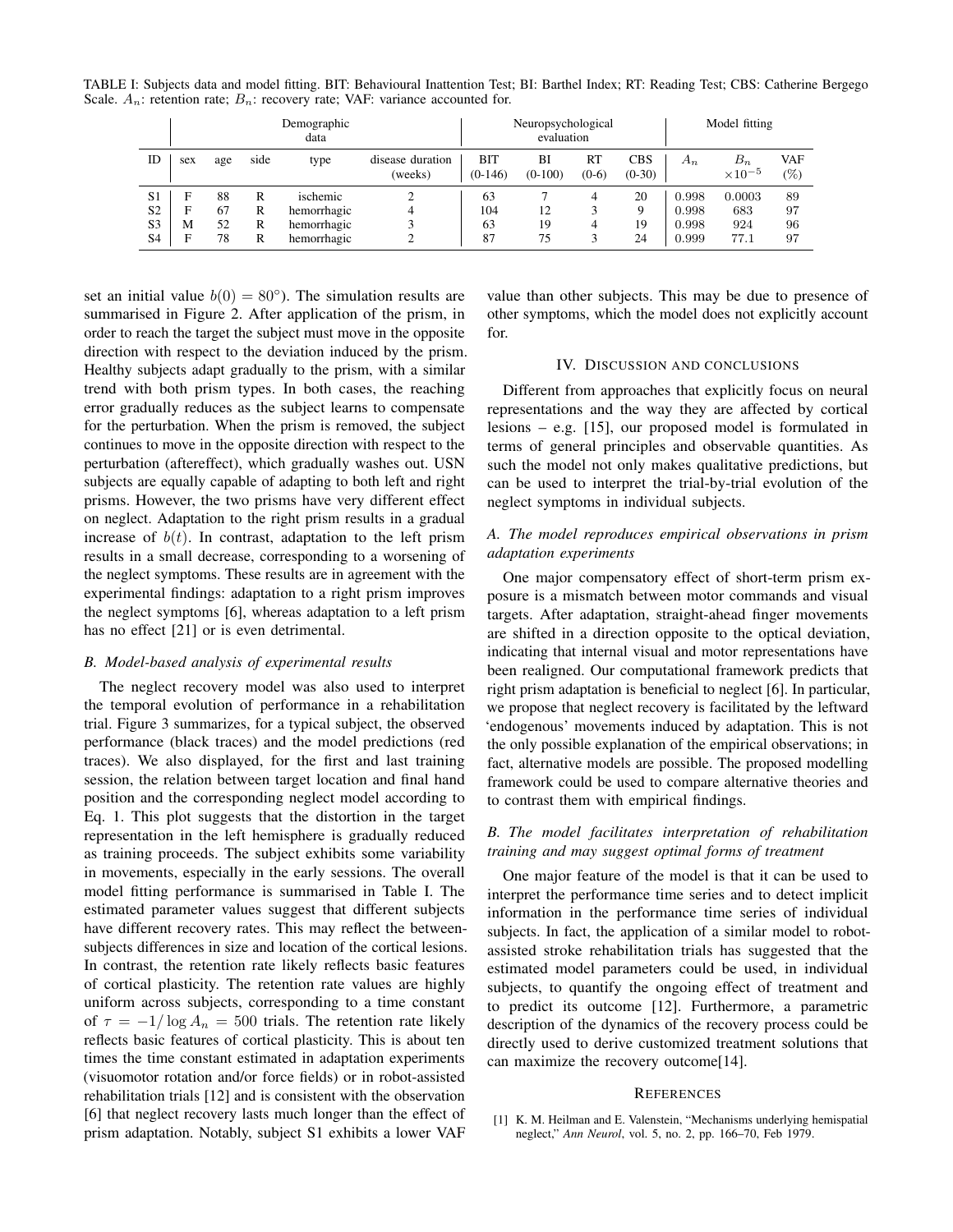TABLE I: Subjects data and model fitting. BIT: Behavioural Inattention Test; BI: Barthel Index; RT: Reading Test; CBS: Catherine Bergego Scale. $A_n$: retention rate; $B_n$: recovery rate; VAF: variance accounted for.

| | Demographic data | | | | | Neuropsychological evaluation | | | | Model fitting | | |
|---|---|---|---|---|---|---|---|---|---|---|---|---|
| ID | sex | age | side | type | disease duration (weeks) | BIT (0-146) | BI (0-100) | RT (0-6) | CBS (0-30) | $A_n$ | $B_n$ $\times 10^{-5}$ | VAF (%) |
| S1 | F | 88 | R | ischemic | 2 | 63 | 7 | 4 | 20 | 0.998 | 0.0003 | 89 |
| S2 | F | 67 | R | hemorrhagic | 4 | 104 | 12 | 3 | 9 | 0.998 | 683 | 97 |
| S3 | M | 52 | R | hemorrhagic | 3 | 63 | 19 | 4 | 19 | 0.998 | 924 | 96 |
| S4 | F | 78 | R | hemorrhagic | 2 | 87 | 75 | 3 | 24 | 0.999 | 77.1 | 97 |

set an initial value $b(0) = 80°$). The simulation results are summarised in Figure 2. After application of the prism, in order to reach the target the subject must move in the opposite direction with respect to the deviation induced by the prism. Healthy subjects adapt gradually to the prism, with a similar trend with both prism types. In both cases, the reaching error gradually reduces as the subject learns to compensate for the perturbation. When the prism is removed, the subject continues to move in the opposite direction with respect to the perturbation (aftereffect), which gradually washes out. USN subjects are equally capable of adapting to both left and right prisms. However, the two prisms have very different effect on neglect. Adaptation to the right prism results in a gradual increase of $b(t)$. In contrast, adaptation to the left prism results in a small decrease, corresponding to a worsening of the neglect symptoms. These results are in agreement with the experimental findings: adaptation to a right prism improves the neglect symptoms [6], whereas adaptation to a left prism has no effect [21] or is even detrimental.

### *B. Model-based analysis of experimental results*

The neglect recovery model was also used to interpret the temporal evolution of performance in a rehabilitation trial. Figure 3 summarizes, for a typical subject, the observed performance (black traces) and the model predictions (red traces). We also displayed, for the first and last training session, the relation between target location and final hand position and the corresponding neglect model according to Eq. 1. This plot suggests that the distortion in the target representation in the left hemisphere is gradually reduced as training proceeds. The subject exhibits some variability in movements, especially in the early sessions. The overall model fitting performance is summarised in Table I. The estimated parameter values suggest that different subjects have different recovery rates. This may reflect the between-subjects differences in size and location of the cortical lesions. In contrast, the retention rate likely reflects basic features of cortical plasticity. The retention rate values are highly uniform across subjects, corresponding to a time constant of $\tau = -1/\log A_n = 500$ trials. The retention rate likely reflects basic features of cortical plasticity. This is about ten times the time constant estimated in adaptation experiments (visuomotor rotation and/or force fields) or in robot-assisted rehabilitation trials [12] and is consistent with the observation [6] that neglect recovery lasts much longer than the effect of prism adaptation. Notably, subject S1 exhibits a lower VAF value than other subjects. This may be due to presence of other symptoms, which the model does not explicitly account for.

## IV. Discussion and conclusions

Different from approaches that explicitly focus on neural representations and the way they are affected by cortical lesions – e.g. [15], our proposed model is formulated in terms of general principles and observable quantities. As such the model not only makes qualitative predictions, but can be used to interpret the trial-by-trial evolution of the neglect symptoms in individual subjects.

### *A. The model reproduces empirical observations in prism adaptation experiments*

One major compensatory effect of short-term prism exposure is a mismatch between motor commands and visual targets. After adaptation, straight-ahead finger movements are shifted in a direction opposite to the optical deviation, indicating that internal visual and motor representations have been realigned. Our computational framework predicts that right prism adaptation is beneficial to neglect [6]. In particular, we propose that neglect recovery is facilitated by the leftward 'endogenous' movements induced by adaptation. This is not the only possible explanation of the empirical observations; in fact, alternative models are possible. The proposed modelling framework could be used to compare alternative theories and to contrast them with empirical findings.

### *B. The model facilitates interpretation of rehabilitation training and may suggest optimal forms of treatment*

One major feature of the model is that it can be used to interpret the performance time series and to detect implicit information in the performance time series of individual subjects. In fact, the application of a similar model to robot-assisted stroke rehabilitation trials has suggested that the estimated model parameters could be used, in individual subjects, to quantify the ongoing effect of treatment and to predict its outcome [12]. Furthermore, a parametric description of the dynamics of the recovery process could be directly used to derive customized treatment solutions that can maximize the recovery outcome[14].

## References

[1] K. M. Heilman and E. Valenstein, "Mechanisms underlying hemispatial neglect," *Ann Neurol*, vol. 5, no. 2, pp. 166–70, Feb 1979.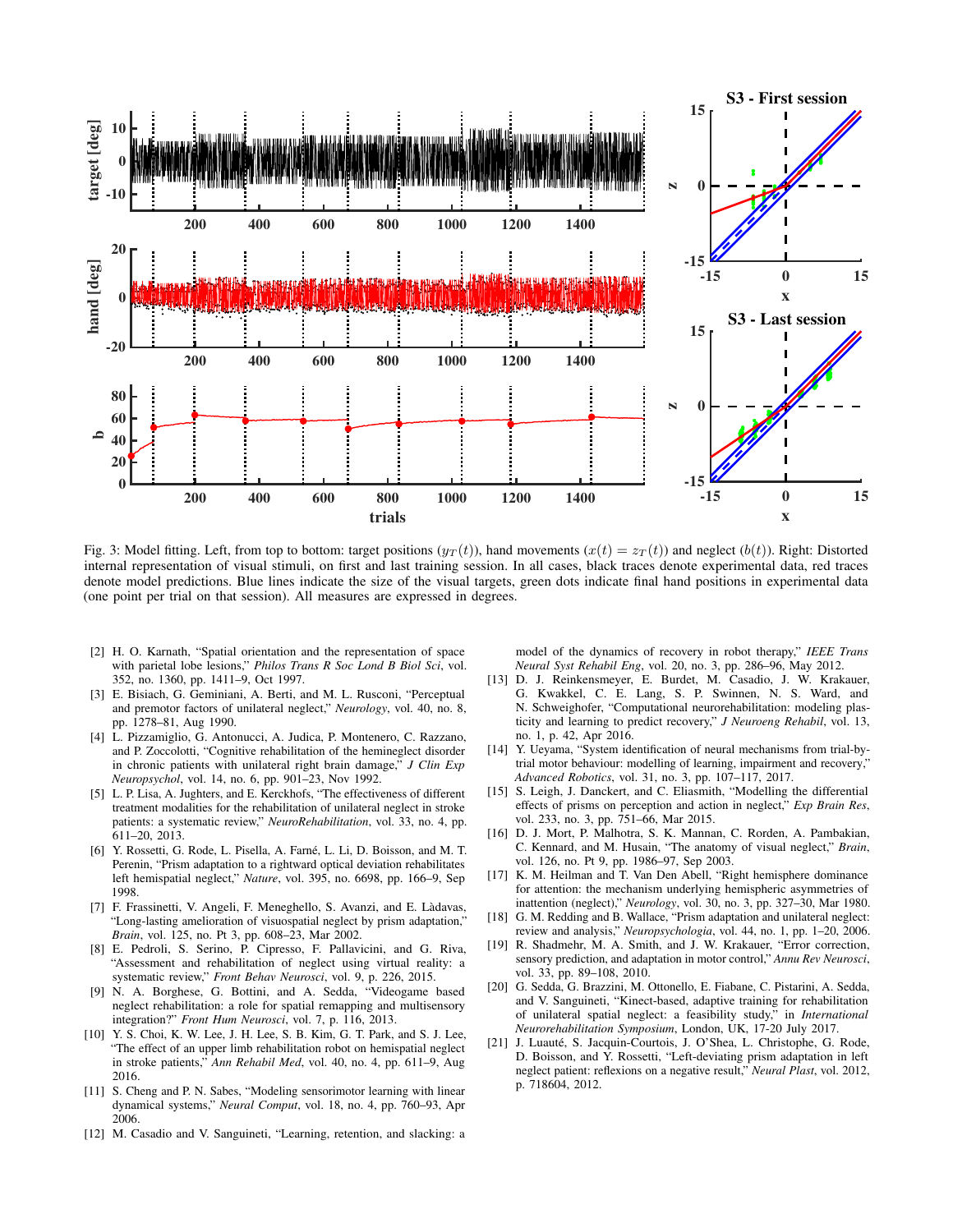target [deg]
10
0
-10
200 400 600 800 1000 1200 1400

hand [deg]
20
0
-20
200 400 600 800 1000 1200 1400

b
80
60
40
20
0
200 400 600 800 1000 1200 1400
trials

S3 - First session
15
z 0
-15
-15 0 15
x

S3 - Last session
15
z 0
-15
-15 0 15
x

Fig. 3: Model fitting. Left, from top to bottom: target positions ($y_T(t)$), hand movements ($x(t) = z_T(t)$) and neglect ($b(t)$). Right: Distorted internal representation of visual stimuli, on first and last training session. In all cases, black traces denote experimental data, red traces denote model predictions. Blue lines indicate the size of the visual targets, green dots indicate final hand positions in experimental data (one point per trial on that session). All measures are expressed in degrees.

[2] H. O. Karnath, "Spatial orientation and the representation of space with parietal lobe lesions," *Philos Trans R Soc Lond B Biol Sci*, vol. 352, no. 1360, pp. 1411–9, Oct 1997.

[3] E. Bisiach, G. Geminiani, A. Berti, and M. L. Rusconi, "Perceptual and premotor factors of unilateral neglect," *Neurology*, vol. 40, no. 8, pp. 1278–81, Aug 1990.

[4] L. Pizzamiglio, G. Antonucci, A. Judica, P. Montenero, C. Razzano, and P. Zoccolotti, "Cognitive rehabilitation of the hemineglect disorder in chronic patients with unilateral right brain damage," *J Clin Exp Neuropsychol*, vol. 14, no. 6, pp. 901–23, Nov 1992.

[5] L. P. Lisa, A. Jughters, and E. Kerckhofs, "The effectiveness of different treatment modalities for the rehabilitation of unilateral neglect in stroke patients: a systematic review," *NeuroRehabilitation*, vol. 33, no. 4, pp. 611–20, 2013.

[6] Y. Rossetti, G. Rode, L. Pisella, A. Farné, L. Li, D. Boisson, and M. T. Perenin, "Prism adaptation to a rightward optical deviation rehabilitates left hemispatial neglect," *Nature*, vol. 395, no. 6698, pp. 166–9, Sep 1998.

[7] F. Frassinetti, V. Angeli, F. Meneghello, S. Avanzi, and E. Làdavas, "Long-lasting amelioration of visuospatial neglect by prism adaptation," *Brain*, vol. 125, no. Pt 3, pp. 608–23, Mar 2002.

[8] E. Pedroli, S. Serino, P. Cipresso, F. Pallavicini, and G. Riva, "Assessment and rehabilitation of neglect using virtual reality: a systematic review," *Front Behav Neurosci*, vol. 9, p. 226, 2015.

[9] N. A. Borghese, G. Bottini, and A. Sedda, "Videogame based neglect rehabilitation: a role for spatial remapping and multisensory integration?" *Front Hum Neurosci*, vol. 7, p. 116, 2013.

[10] Y. S. Choi, K. W. Lee, J. H. Lee, S. B. Kim, G. T. Park, and S. J. Lee, "The effect of an upper limb rehabilitation robot on hemispatial neglect in stroke patients," *Ann Rehabil Med*, vol. 40, no. 4, pp. 611–9, Aug 2016.

[11] S. Cheng and P. N. Sabes, "Modeling sensorimotor learning with linear dynamical systems," *Neural Comput*, vol. 18, no. 4, pp. 760–93, Apr 2006.

[12] M. Casadio and V. Sanguineti, "Learning, retention, and slacking: a model of the dynamics of recovery in robot therapy," *IEEE Trans Neural Syst Rehabil Eng*, vol. 20, no. 3, pp. 286–96, May 2012.

[13] D. J. Reinkensmeyer, E. Burdet, M. Casadio, J. W. Krakauer, G. Kwakkel, C. E. Lang, S. P. Swinnen, N. S. Ward, and N. Schweighofer, "Computational neurorehabilitation: modeling plasticity and learning to predict recovery," *J Neuroeng Rehabil*, vol. 13, no. 1, p. 42, Apr 2016.

[14] Y. Ueyama, "System identification of neural mechanisms from trial-by-trial motor behaviour: modelling of learning, impairment and recovery," *Advanced Robotics*, vol. 31, no. 3, pp. 107–117, 2017.

[15] S. Leigh, J. Danckert, and C. Eliasmith, "Modelling the differential effects of prisms on perception and action in neglect," *Exp Brain Res*, vol. 233, no. 3, pp. 751–66, Mar 2015.

[16] D. J. Mort, P. Malhotra, S. K. Mannan, C. Rorden, A. Pambakian, C. Kennard, and M. Husain, "The anatomy of visual neglect," *Brain*, vol. 126, no. Pt 9, pp. 1986–97, Sep 2003.

[17] K. M. Heilman and T. Van Den Abell, "Right hemisphere dominance for attention: the mechanism underlying hemispheric asymmetries of inattention (neglect)," *Neurology*, vol. 30, no. 3, pp. 327–30, Mar 1980.

[18] G. M. Redding and B. Wallace, "Prism adaptation and unilateral neglect: review and analysis," *Neuropsychologia*, vol. 44, no. 1, pp. 1–20, 2006.

[19] R. Shadmehr, M. A. Smith, and J. W. Krakauer, "Error correction, sensory prediction, and adaptation in motor control," *Annu Rev Neurosci*, vol. 33, pp. 89–108, 2010.

[20] G. Sedda, G. Brazzini, M. Ottonello, E. Fiabane, C. Pistarini, A. Sedda, and V. Sanguineti, "Kinect-based, adaptive training for rehabilitation of unilateral spatial neglect: a feasibility study," in *International Neurorehabilitation Symposium*, London, UK, 17-20 July 2017.

[21] J. Luauté, S. Jacquin-Courtois, J. O'Shea, L. Christophe, G. Rode, D. Boisson, and Y. Rossetti, "Left-deviating prism adaptation in left neglect patient: reflexions on a negative result," *Neural Plast*, vol. 2012, p. 718604, 2012.